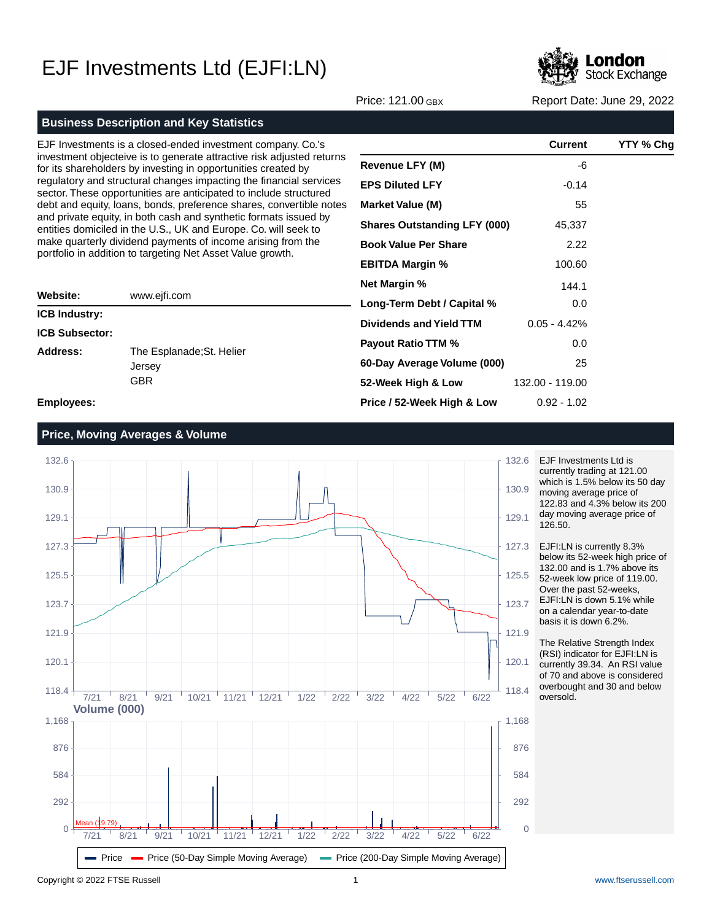# EJF Investments Ltd (EJFI:LN)

Price: 121.00 GBX

Report Date: June 29, 2022

## Business Description and Key Statistics

EJF Investments is a closed-ended investment company. Co.'s investment objecteive is to generate attractive risk adjusted returns for its shareholders by investing in opportunities created by regulatory and structural changes impacting the financial services sector. These opportunities are anticipated to include structured debt and equity, loans, bonds, preference shares, convertible notes and private equity, in both cash and synthetic formats issued by entities domiciled in the U.S., UK and Europe. Co. will seek to make quarterly dividend payments of income arising from the portfolio in addition to targeting Net Asset Value growth.

| | |
|---|---|
| **Website:** | www.ejfi.com |
| **ICB Industry:** | |
| **ICB Subsector:** | |
| **Address:** | The Esplanade;St. Helier<br>Jersey<br>GBR |
| **Employees:** | |

| | Current | YTY % Chg |
|---|---|---|
| **Revenue LFY (M)** | -6 | |
| **EPS Diluted LFY** | -0.14 | |
| **Market Value (M)** | 55 | |
| **Shares Outstanding LFY (000)** | 45,337 | |
| **Book Value Per Share** | 2.22 | |
| **EBITDA Margin %** | 100.60 | |
| **Net Margin %** | 144.1 | |
| **Long-Term Debt / Capital %** | 0.0 | |
| **Dividends and Yield TTM** | 0.05 - 4.42% | |
| **Payout Ratio TTM %** | 0.0 | |
| **60-Day Average Volume (000)** | 25 | |
| **52-Week High & Low** | 132.00 - 119.00 | |
| **Price / 52-Week High & Low** | 0.92 - 1.02 | |

## Price, Moving Averages & Volume

EJF Investments Ltd is currently trading at 121.00 which is 1.5% below its 50 day moving average price of 122.83 and 4.3% below its 200 day moving average price of 126.50.

EJFI:LN is currently 8.3% below its 52-week high price of 132.00 and is 1.7% above its 52-week low price of 119.00. Over the past 52-weeks, EJFI:LN is down 5.1% while on a calendar year-to-date basis it is down 6.2%.

The Relative Strength Index (RSI) indicator for EJFI:LN is currently 39.34. An RSI value of 70 and above is considered overbought and 30 and below oversold.

Copyright © 2022 FTSE Russell

www.ftserussell.com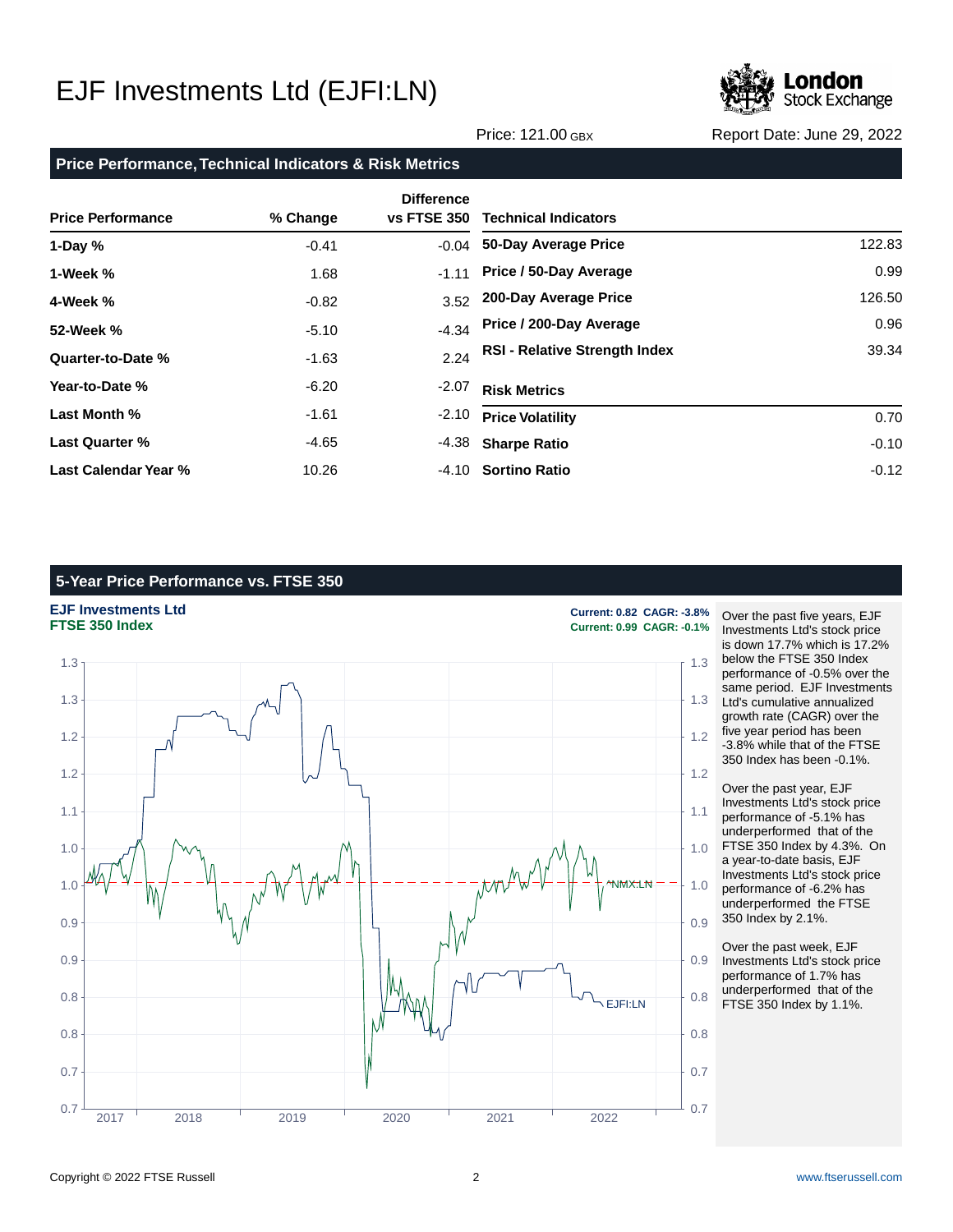# EJF Investments Ltd (EJFI:LN)

Price: 121.00 GBX

Report Date: June 29, 2022

## Price Performance, Technical Indicators & Risk Metrics

| Price Performance | % Change | Difference vs FTSE 350 |
|---|---|---|
| 1-Day % | -0.41 | -0.04 |
| 1-Week % | 1.68 | -1.11 |
| 4-Week % | -0.82 | 3.52 |
| 52-Week % | -5.10 | -4.34 |
| Quarter-to-Date % | -1.63 | 2.24 |
| Year-to-Date % | -6.20 | -2.07 |
| Last Month % | -1.61 | -2.10 |
| Last Quarter % | -4.65 | -4.38 |
| Last Calendar Year % | 10.26 | -4.10 |

| Technical Indicators | |
|---|---|
| 50-Day Average Price | 122.83 |
| Price / 50-Day Average | 0.99 |
| 200-Day Average Price | 126.50 |
| Price / 200-Day Average | 0.96 |
| RSI - Relative Strength Index | 39.34 |

| Risk Metrics | |
|---|---|
| Price Volatility | 0.70 |
| Sharpe Ratio | -0.10 |
| Sortino Ratio | -0.12 |

## 5-Year Price Performance vs. FTSE 350

**EJF Investments Ltd** — Current: 0.82 CAGR: -3.8%

**FTSE 350 Index** — Current: 0.99 CAGR: -0.1%

Over the past five years, EJF Investments Ltd's stock price is down 17.7% which is 17.2% below the FTSE 350 Index performance of -0.5% over the same period. EJF Investments Ltd's cumulative annualized growth rate (CAGR) over the five year period has been -3.8% while that of the FTSE 350 Index has been -0.1%.

Over the past year, EJF Investments Ltd's stock price performance of -5.1% has underperformed that of the FTSE 350 Index by 4.3%. On a year-to-date basis, EJF Investments Ltd's stock price performance of -6.2% has underperformed the FTSE 350 Index by 2.1%.

Over the past week, EJF Investments Ltd's stock price performance of 1.7% has underperformed that of the FTSE 350 Index by 1.1%.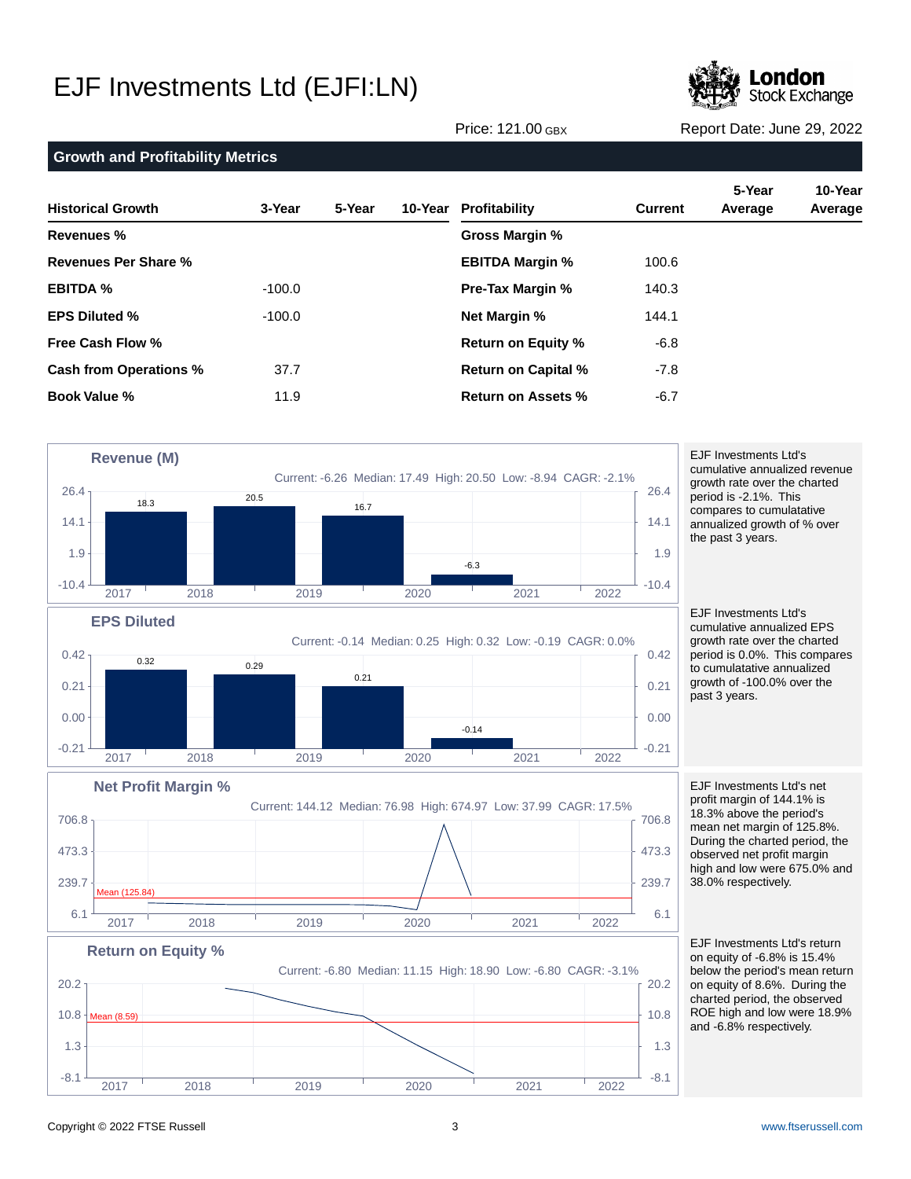# EJF Investments Ltd (EJFI:LN)

Price: 121.00 GBX

Report Date: June 29, 2022

## Growth and Profitability Metrics

| Historical Growth | 3-Year | 5-Year | 10-Year |
|---|---|---|---|
| **Revenues %** | | | |
| **Revenues Per Share %** | | | |
| **EBITDA %** | -100.0 | | |
| **EPS Diluted %** | -100.0 | | |
| **Free Cash Flow %** | | | |
| **Cash from Operations %** | 37.7 | | |
| **Book Value %** | 11.9 | | |

| Profitability | Current | 5-Year Average | 10-Year Average |
|---|---|---|---|
| **Gross Margin %** | | | |
| **EBITDA Margin %** | 100.6 | | |
| **Pre-Tax Margin %** | 140.3 | | |
| **Net Margin %** | 144.1 | | |
| **Return on Equity %** | -6.8 | | |
| **Return on Capital %** | -7.8 | | |
| **Return on Assets %** | -6.7 | | |

### Revenue (M)

Current: -6.26 Median: 17.49 High: 20.50 Low: -8.94 CAGR: -2.1%

| 2017 | 2018 | 2019 | 2020 |
|---|---|---|---|
| 18.3 | 20.5 | 16.7 | -6.3 |

EJF Investments Ltd's cumulative annualized revenue growth rate over the charted period is -2.1%. This compares to cumulatative annualized growth of % over the past 3 years.

### EPS Diluted

Current: -0.14 Median: 0.25 High: 0.32 Low: -0.19 CAGR: 0.0%

| 2017 | 2018 | 2019 | 2020 |
|---|---|---|---|
| 0.32 | 0.29 | 0.21 | -0.14 |

EJF Investments Ltd's cumulative annualized EPS growth rate over the charted period is 0.0%. This compares to cumulatative annualized growth of -100.0% over the past 3 years.

### Net Profit Margin %

Current: 144.12 Median: 76.98 High: 674.97 Low: 37.99 CAGR: 17.5%

Mean (125.84)

EJF Investments Ltd's net profit margin of 144.1% is 18.3% above the period's mean net margin of 125.8%. During the charted period, the observed net profit margin high and low were 675.0% and 38.0% respectively.

### Return on Equity %

Current: -6.80 Median: 11.15 High: 18.90 Low: -6.80 CAGR: -3.1%

Mean (8.59)

EJF Investments Ltd's return on equity of -6.8% is 15.4% below the period's mean return on equity of 8.6%. During the charted period, the observed ROE high and low were 18.9% and -6.8% respectively.

Copyright © 2022 FTSE Russell

www.ftserussell.com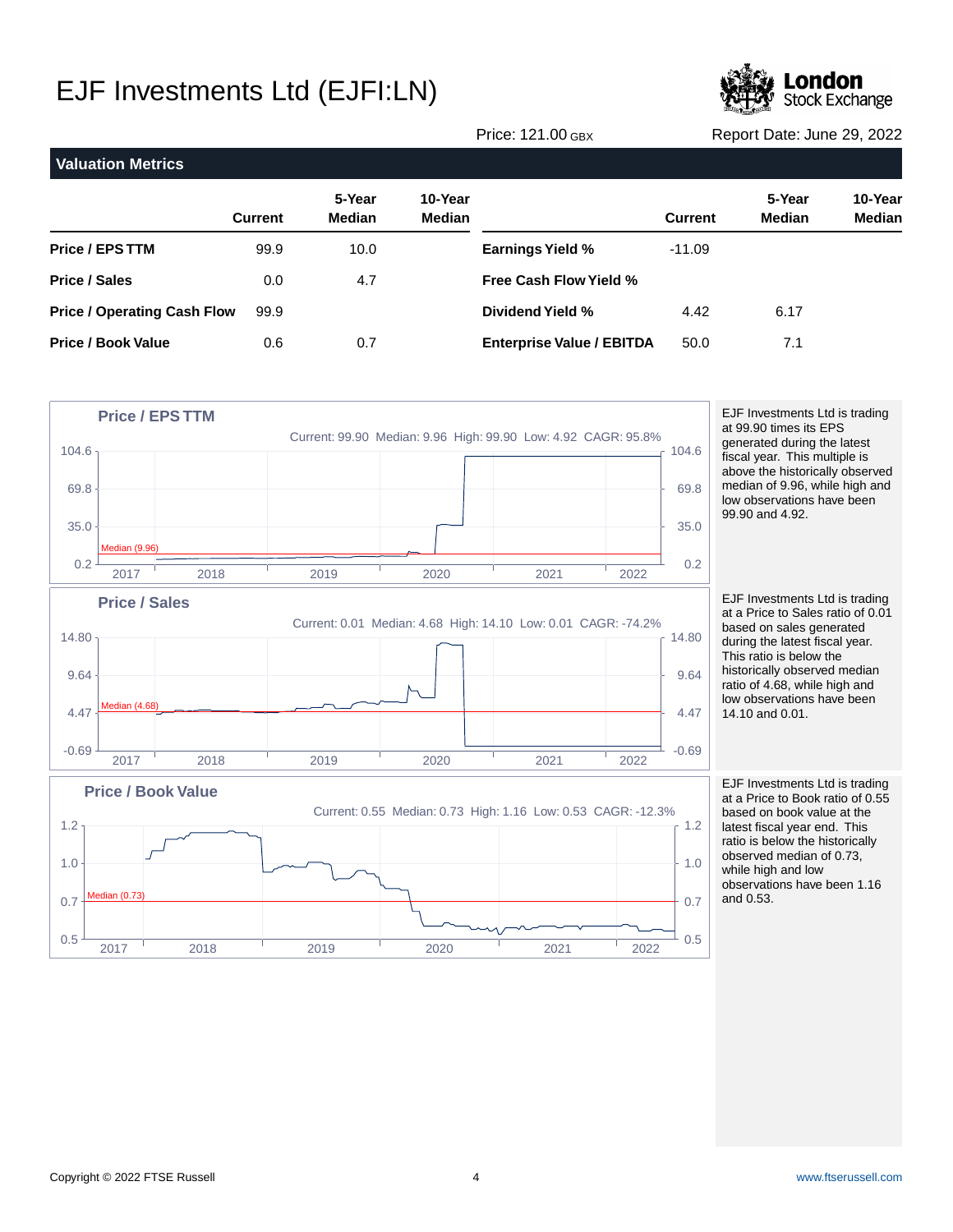# EJF Investments Ltd (EJFI:LN)

Price: 121.00 GBX

Report Date: June 29, 2022

## Valuation Metrics

| | Current | 5-Year Median | 10-Year Median | | Current | 5-Year Median | 10-Year Median |
|---|---|---|---|---|---|---|---|
| **Price / EPS TTM** | 99.9 | 10.0 | | **Earnings Yield %** | -11.09 | | |
| **Price / Sales** | 0.0 | 4.7 | | **Free Cash Flow Yield %** | | | |
| **Price / Operating Cash Flow** | 99.9 | | | **Dividend Yield %** | 4.42 | 6.17 | |
| **Price / Book Value** | 0.6 | 0.7 | | **Enterprise Value / EBITDA** | 50.0 | 7.1 | |

### Price / EPS TTM

Current: 99.90 Median: 9.96 High: 99.90 Low: 4.92 CAGR: 95.8%

EJF Investments Ltd is trading at 99.90 times its EPS generated during the latest fiscal year. This multiple is above the historically observed median of 9.96, while high and low observations have been 99.90 and 4.92.

### Price / Sales

Current: 0.01 Median: 4.68 High: 14.10 Low: 0.01 CAGR: -74.2%

EJF Investments Ltd is trading at a Price to Sales ratio of 0.01 based on sales generated during the latest fiscal year. This ratio is below the historically observed median ratio of 4.68, while high and low observations have been 14.10 and 0.01.

### Price / Book Value

Current: 0.55 Median: 0.73 High: 1.16 Low: 0.53 CAGR: -12.3%

EJF Investments Ltd is trading at a Price to Book ratio of 0.55 based on book value at the latest fiscal year end. This ratio is below the historically observed median of 0.73, while high and low observations have been 1.16 and 0.53.

Copyright © 2022 FTSE Russell

www.ftserussell.com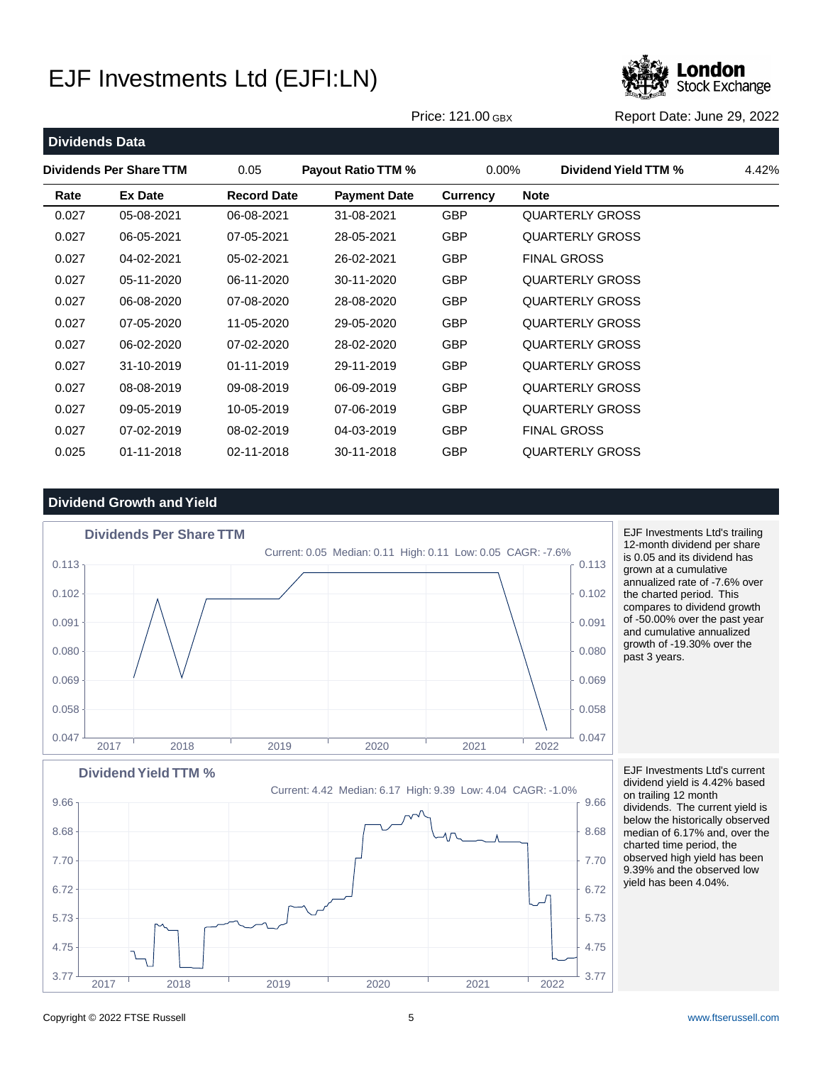# EJF Investments Ltd (EJFI:LN)

Price: 121.00 GBX

Report Date: June 29, 2022

## Dividends Data

| Dividends Per Share TTM | 0.05 | Payout Ratio TTM % | 0.00% | Dividend Yield TTM % | 4.42% |
|---|---|---|---|---|---|

| Rate | Ex Date | Record Date | Payment Date | Currency | Note |
|---|---|---|---|---|---|
| 0.027 | 05-08-2021 | 06-08-2021 | 31-08-2021 | GBP | QUARTERLY GROSS |
| 0.027 | 06-05-2021 | 07-05-2021 | 28-05-2021 | GBP | QUARTERLY GROSS |
| 0.027 | 04-02-2021 | 05-02-2021 | 26-02-2021 | GBP | FINAL GROSS |
| 0.027 | 05-11-2020 | 06-11-2020 | 30-11-2020 | GBP | QUARTERLY GROSS |
| 0.027 | 06-08-2020 | 07-08-2020 | 28-08-2020 | GBP | QUARTERLY GROSS |
| 0.027 | 07-05-2020 | 11-05-2020 | 29-05-2020 | GBP | QUARTERLY GROSS |
| 0.027 | 06-02-2020 | 07-02-2020 | 28-02-2020 | GBP | QUARTERLY GROSS |
| 0.027 | 31-10-2019 | 01-11-2019 | 29-11-2019 | GBP | QUARTERLY GROSS |
| 0.027 | 08-08-2019 | 09-08-2019 | 06-09-2019 | GBP | QUARTERLY GROSS |
| 0.027 | 09-05-2019 | 10-05-2019 | 07-06-2019 | GBP | QUARTERLY GROSS |
| 0.027 | 07-02-2019 | 08-02-2019 | 04-03-2019 | GBP | FINAL GROSS |
| 0.025 | 01-11-2018 | 02-11-2018 | 30-11-2018 | GBP | QUARTERLY GROSS |

## Dividend Growth and Yield

**Dividends Per Share TTM**

Current: 0.05 Median: 0.11 High: 0.11 Low: 0.05 CAGR: -7.6%

EJF Investments Ltd's trailing 12-month dividend per share is 0.05 and its dividend has grown at a cumulative annualized rate of -7.6% over the charted period. This compares to dividend growth of -50.00% over the past year and cumulative annualized growth of -19.30% over the past 3 years.

**Dividend Yield TTM %**

Current: 4.42 Median: 6.17 High: 9.39 Low: 4.04 CAGR: -1.0%

EJF Investments Ltd's current dividend yield is 4.42% based on trailing 12 month dividends. The current yield is below the historically observed median of 6.17% and, over the charted time period, the observed high yield has been 9.39% and the observed low yield has been 4.04%.

Copyright © 2022 FTSE Russell

www.ftserussell.com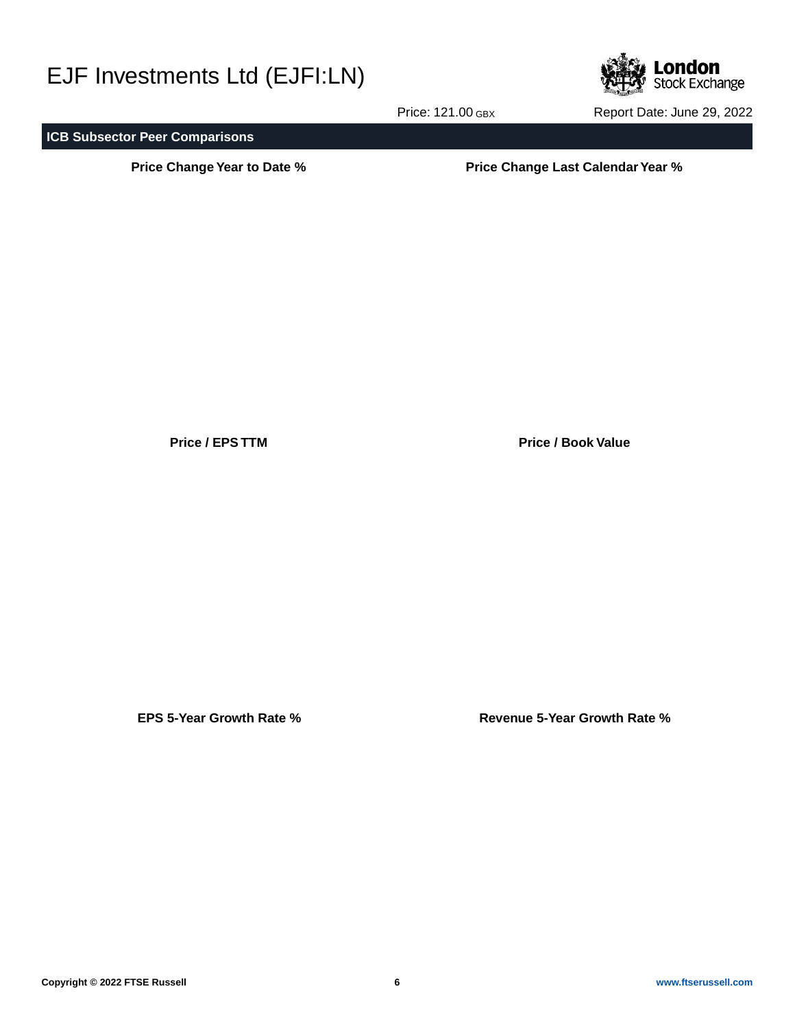## ICB Subsector Peer Comparisons

**Price Change Year to Date %**

**Price Change Last Calendar Year %**

**Price / EPS TTM**

**Price / Book Value**

**EPS 5-Year Growth Rate %**

**Revenue 5-Year Growth Rate %**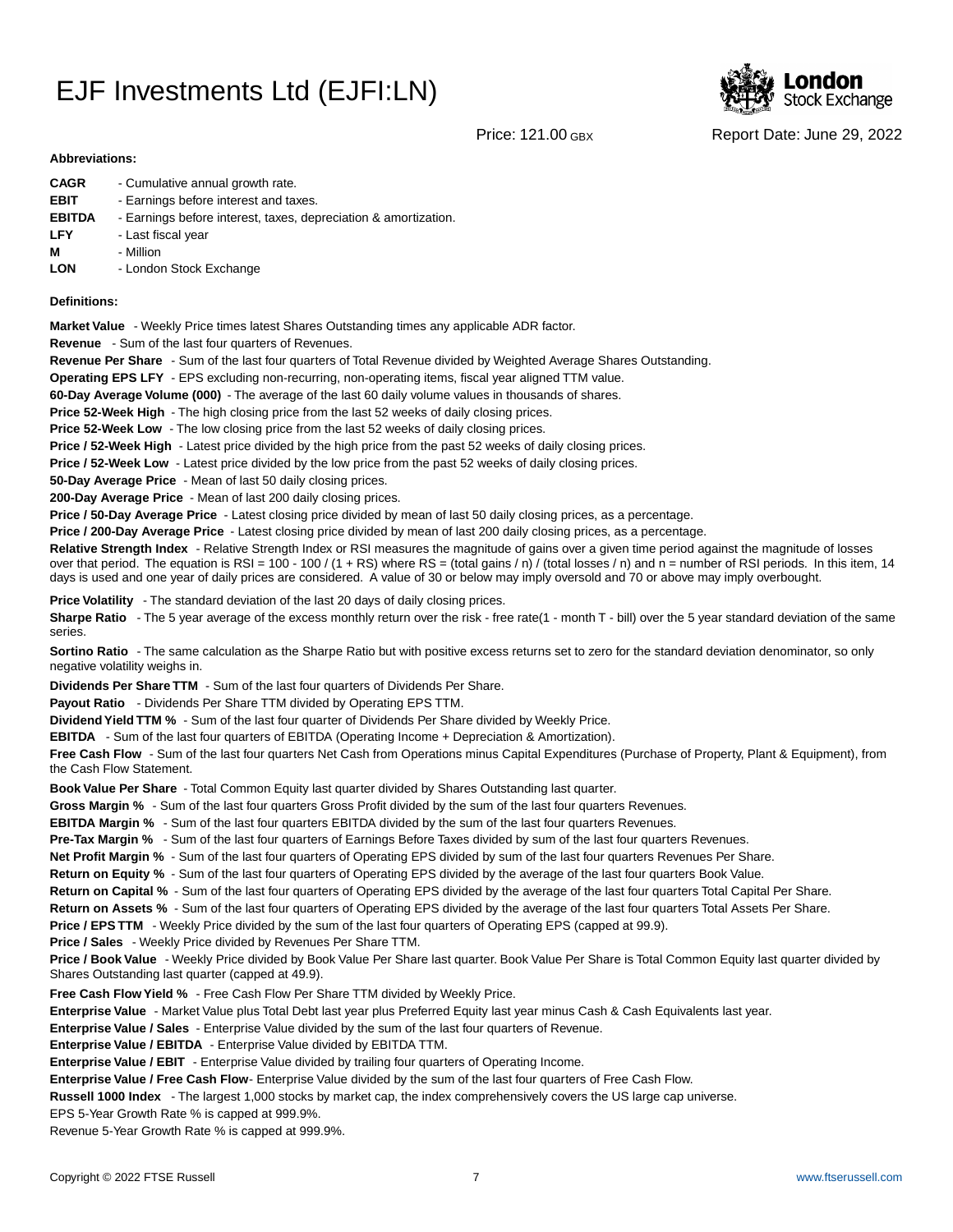# EJF Investments Ltd (EJFI:LN)

Price: 121.00 GBX

Report Date: June 29, 2022

**Abbreviations:**

**CAGR** - Cumulative annual growth rate.
**EBIT** - Earnings before interest and taxes.
**EBITDA** - Earnings before interest, taxes, depreciation & amortization.
**LFY** - Last fiscal year
**M** - Million
**LON** - London Stock Exchange

**Definitions:**

**Market Value** - Weekly Price times latest Shares Outstanding times any applicable ADR factor.

**Revenue** - Sum of the last four quarters of Revenues.

**Revenue Per Share** - Sum of the last four quarters of Total Revenue divided by Weighted Average Shares Outstanding.

**Operating EPS LFY** - EPS excluding non-recurring, non-operating items, fiscal year aligned TTM value.

**60-Day Average Volume (000)** - The average of the last 60 daily volume values in thousands of shares.

**Price 52-Week High** - The high closing price from the last 52 weeks of daily closing prices.

**Price 52-Week Low** - The low closing price from the last 52 weeks of daily closing prices.

**Price / 52-Week High** - Latest price divided by the high price from the past 52 weeks of daily closing prices.

**Price / 52-Week Low** - Latest price divided by the low price from the past 52 weeks of daily closing prices.

**50-Day Average Price** - Mean of last 50 daily closing prices.

**200-Day Average Price** - Mean of last 200 daily closing prices.

**Price / 50-Day Average Price** - Latest closing price divided by mean of last 50 daily closing prices, as a percentage.

**Price / 200-Day Average Price** - Latest closing price divided by mean of last 200 daily closing prices, as a percentage.

**Relative Strength Index** - Relative Strength Index or RSI measures the magnitude of gains over a given time period against the magnitude of losses over that period. The equation is RSI = 100 - 100 / (1 + RS) where RS = (total gains / n) / (total losses / n) and n = number of RSI periods. In this item, 14 days is used and one year of daily prices are considered. A value of 30 or below may imply oversold and 70 or above may imply overbought.

**Price Volatility** - The standard deviation of the last 20 days of daily closing prices.

**Sharpe Ratio** - The 5 year average of the excess monthly return over the risk - free rate(1 - month T - bill) over the 5 year standard deviation of the same series.

**Sortino Ratio** - The same calculation as the Sharpe Ratio but with positive excess returns set to zero for the standard deviation denominator, so only negative volatility weighs in.

**Dividends Per Share TTM** - Sum of the last four quarters of Dividends Per Share.

**Payout Ratio** - Dividends Per Share TTM divided by Operating EPS TTM.

**Dividend Yield TTM %** - Sum of the last four quarter of Dividends Per Share divided by Weekly Price.

**EBITDA** - Sum of the last four quarters of EBITDA (Operating Income + Depreciation & Amortization).

**Free Cash Flow** - Sum of the last four quarters Net Cash from Operations minus Capital Expenditures (Purchase of Property, Plant & Equipment), from the Cash Flow Statement.

**Book Value Per Share** - Total Common Equity last quarter divided by Shares Outstanding last quarter.

**Gross Margin %** - Sum of the last four quarters Gross Profit divided by the sum of the last four quarters Revenues.

**EBITDA Margin %** - Sum of the last four quarters EBITDA divided by the sum of the last four quarters Revenues.

**Pre-Tax Margin %** - Sum of the last four quarters of Earnings Before Taxes divided by sum of the last four quarters Revenues.

**Net Profit Margin %** - Sum of the last four quarters of Operating EPS divided by sum of the last four quarters Revenues Per Share.

**Return on Equity %** - Sum of the last four quarters of Operating EPS divided by the average of the last four quarters Book Value.

**Return on Capital %** - Sum of the last four quarters of Operating EPS divided by the average of the last four quarters Total Capital Per Share.

**Return on Assets %** - Sum of the last four quarters of Operating EPS divided by the average of the last four quarters Total Assets Per Share.

**Price / EPS TTM** - Weekly Price divided by the sum of the last four quarters of Operating EPS (capped at 99.9).

**Price / Sales** - Weekly Price divided by Revenues Per Share TTM.

**Price / Book Value** - Weekly Price divided by Book Value Per Share last quarter. Book Value Per Share is Total Common Equity last quarter divided by Shares Outstanding last quarter (capped at 49.9).

**Free Cash Flow Yield %** - Free Cash Flow Per Share TTM divided by Weekly Price.

**Enterprise Value** - Market Value plus Total Debt last year plus Preferred Equity last year minus Cash & Cash Equivalents last year.

**Enterprise Value / Sales** - Enterprise Value divided by the sum of the last four quarters of Revenue.

**Enterprise Value / EBITDA** - Enterprise Value divided by EBITDA TTM.

**Enterprise Value / EBIT** - Enterprise Value divided by trailing four quarters of Operating Income.

**Enterprise Value / Free Cash Flow**- Enterprise Value divided by the sum of the last four quarters of Free Cash Flow.

**Russell 1000 Index** - The largest 1,000 stocks by market cap, the index comprehensively covers the US large cap universe.

EPS 5-Year Growth Rate % is capped at 999.9%.

Revenue 5-Year Growth Rate % is capped at 999.9%.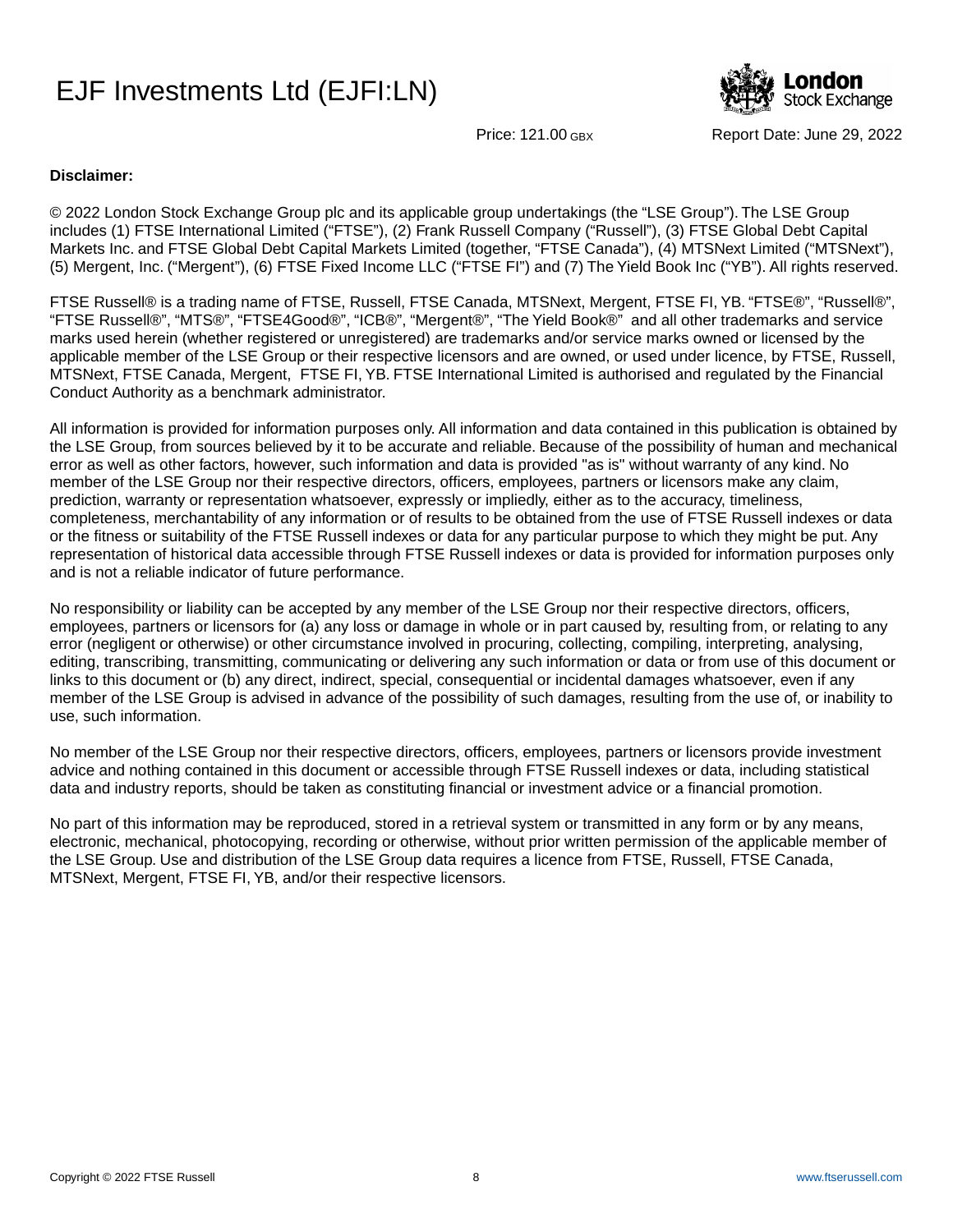**Disclaimer:**

© 2022 London Stock Exchange Group plc and its applicable group undertakings (the "LSE Group"). The LSE Group includes (1) FTSE International Limited ("FTSE"), (2) Frank Russell Company ("Russell"), (3) FTSE Global Debt Capital Markets Inc. and FTSE Global Debt Capital Markets Limited (together, "FTSE Canada"), (4) MTSNext Limited ("MTSNext"), (5) Mergent, Inc. ("Mergent"), (6) FTSE Fixed Income LLC ("FTSE FI") and (7) The Yield Book Inc ("YB"). All rights reserved.

FTSE Russell® is a trading name of FTSE, Russell, FTSE Canada, MTSNext, Mergent, FTSE FI, YB. "FTSE®", "Russell®", "FTSE Russell®", "MTS®", "FTSE4Good®", "ICB®", "Mergent®", "The Yield Book®" and all other trademarks and service marks used herein (whether registered or unregistered) are trademarks and/or service marks owned or licensed by the applicable member of the LSE Group or their respective licensors and are owned, or used under licence, by FTSE, Russell, MTSNext, FTSE Canada, Mergent, FTSE FI, YB. FTSE International Limited is authorised and regulated by the Financial Conduct Authority as a benchmark administrator.

All information is provided for information purposes only. All information and data contained in this publication is obtained by the LSE Group, from sources believed by it to be accurate and reliable. Because of the possibility of human and mechanical error as well as other factors, however, such information and data is provided "as is" without warranty of any kind. No member of the LSE Group nor their respective directors, officers, employees, partners or licensors make any claim, prediction, warranty or representation whatsoever, expressly or impliedly, either as to the accuracy, timeliness, completeness, merchantability of any information or of results to be obtained from the use of FTSE Russell indexes or data or the fitness or suitability of the FTSE Russell indexes or data for any particular purpose to which they might be put. Any representation of historical data accessible through FTSE Russell indexes or data is provided for information purposes only and is not a reliable indicator of future performance.

No responsibility or liability can be accepted by any member of the LSE Group nor their respective directors, officers, employees, partners or licensors for (a) any loss or damage in whole or in part caused by, resulting from, or relating to any error (negligent or otherwise) or other circumstance involved in procuring, collecting, compiling, interpreting, analysing, editing, transcribing, transmitting, communicating or delivering any such information or data or from use of this document or links to this document or (b) any direct, indirect, special, consequential or incidental damages whatsoever, even if any member of the LSE Group is advised in advance of the possibility of such damages, resulting from the use of, or inability to use, such information.

No member of the LSE Group nor their respective directors, officers, employees, partners or licensors provide investment advice and nothing contained in this document or accessible through FTSE Russell indexes or data, including statistical data and industry reports, should be taken as constituting financial or investment advice or a financial promotion.

No part of this information may be reproduced, stored in a retrieval system or transmitted in any form or by any means, electronic, mechanical, photocopying, recording or otherwise, without prior written permission of the applicable member of the LSE Group. Use and distribution of the LSE Group data requires a licence from FTSE, Russell, FTSE Canada, MTSNext, Mergent, FTSE FI, YB, and/or their respective licensors.